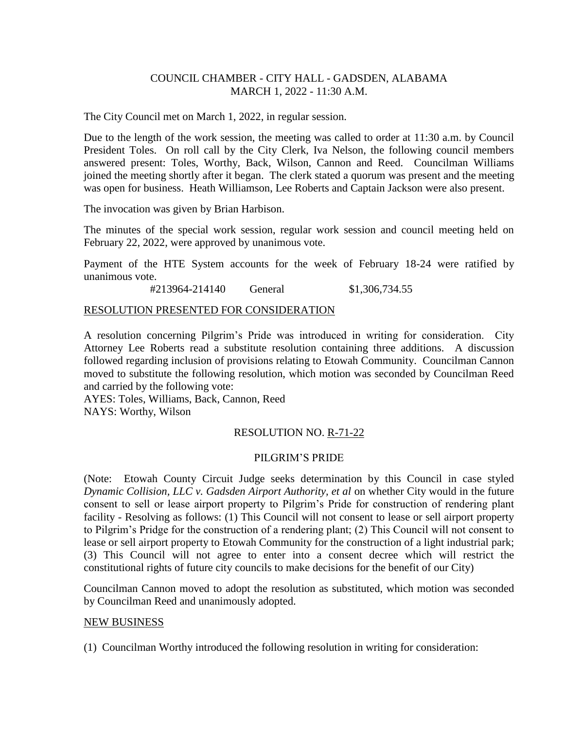COUNCIL CHAMBER - CITY HALL - GADSDEN, ALABAMA
MARCH 1, 2022 - 11:30 A.M.

The City Council met on March 1, 2022, in regular session.

Due to the length of the work session, the meeting was called to order at 11:30 a.m. by Council President Toles. On roll call by the City Clerk, Iva Nelson, the following council members answered present: Toles, Worthy, Back, Wilson, Cannon and Reed. Councilman Williams joined the meeting shortly after it began. The clerk stated a quorum was present and the meeting was open for business. Heath Williamson, Lee Roberts and Captain Jackson were also present.

The invocation was given by Brian Harbison.

The minutes of the special work session, regular work session and council meeting held on February 22, 2022, were approved by unanimous vote.

Payment of the HTE System accounts for the week of February 18-24 were ratified by unanimous vote.

#213964-214140 General $1,306,734.55

## RESOLUTION PRESENTED FOR CONSIDERATION

A resolution concerning Pilgrim's Pride was introduced in writing for consideration. City Attorney Lee Roberts read a substitute resolution containing three additions. A discussion followed regarding inclusion of provisions relating to Etowah Community. Councilman Cannon moved to substitute the following resolution, which motion was seconded by Councilman Reed and carried by the following vote:

AYES: Toles, Williams, Back, Cannon, Reed
NAYS: Worthy, Wilson

RESOLUTION NO. R-71-22

PILGRIM'S PRIDE

(Note: Etowah County Circuit Judge seeks determination by this Council in case styled *Dynamic Collision, LLC v. Gadsden Airport Authority, et al* on whether City would in the future consent to sell or lease airport property to Pilgrim's Pride for construction of rendering plant facility - Resolving as follows: (1) This Council will not consent to lease or sell airport property to Pilgrim's Pridge for the construction of a rendering plant; (2) This Council will not consent to lease or sell airport property to Etowah Community for the construction of a light industrial park; (3) This Council will not agree to enter into a consent decree which will restrict the constitutional rights of future city councils to make decisions for the benefit of our City)

Councilman Cannon moved to adopt the resolution as substituted, which motion was seconded by Councilman Reed and unanimously adopted.

## NEW BUSINESS

(1) Councilman Worthy introduced the following resolution in writing for consideration: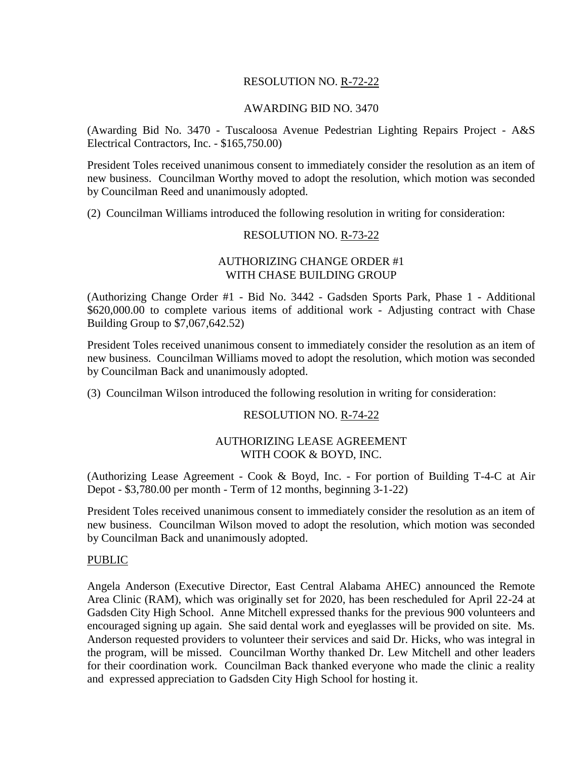RESOLUTION NO. R-72-22

AWARDING BID NO. 3470

(Awarding Bid No. 3470 - Tuscaloosa Avenue Pedestrian Lighting Repairs Project - A&S Electrical Contractors, Inc. - $165,750.00)

President Toles received unanimous consent to immediately consider the resolution as an item of new business. Councilman Worthy moved to adopt the resolution, which motion was seconded by Councilman Reed and unanimously adopted.

(2) Councilman Williams introduced the following resolution in writing for consideration:

RESOLUTION NO. R-73-22

AUTHORIZING CHANGE ORDER #1
WITH CHASE BUILDING GROUP

(Authorizing Change Order #1 - Bid No. 3442 - Gadsden Sports Park, Phase 1 - Additional $620,000.00 to complete various items of additional work - Adjusting contract with Chase Building Group to $7,067,642.52)

President Toles received unanimous consent to immediately consider the resolution as an item of new business. Councilman Williams moved to adopt the resolution, which motion was seconded by Councilman Back and unanimously adopted.

(3) Councilman Wilson introduced the following resolution in writing for consideration:

RESOLUTION NO. R-74-22

AUTHORIZING LEASE AGREEMENT
WITH COOK & BOYD, INC.

(Authorizing Lease Agreement - Cook & Boyd, Inc. - For portion of Building T-4-C at Air Depot - $3,780.00 per month - Term of 12 months, beginning 3-1-22)

President Toles received unanimous consent to immediately consider the resolution as an item of new business. Councilman Wilson moved to adopt the resolution, which motion was seconded by Councilman Back and unanimously adopted.

PUBLIC

Angela Anderson (Executive Director, East Central Alabama AHEC) announced the Remote Area Clinic (RAM), which was originally set for 2020, has been rescheduled for April 22-24 at Gadsden City High School. Anne Mitchell expressed thanks for the previous 900 volunteers and encouraged signing up again. She said dental work and eyeglasses will be provided on site. Ms. Anderson requested providers to volunteer their services and said Dr. Hicks, who was integral in the program, will be missed. Councilman Worthy thanked Dr. Lew Mitchell and other leaders for their coordination work. Councilman Back thanked everyone who made the clinic a reality and expressed appreciation to Gadsden City High School for hosting it.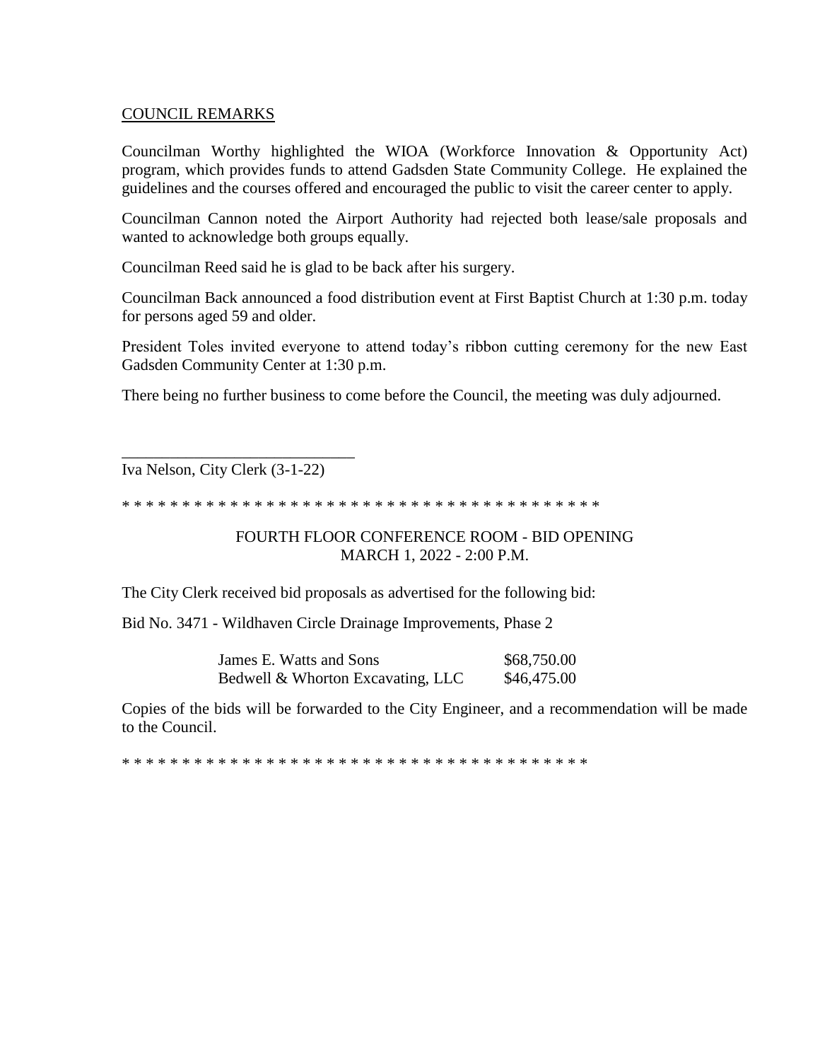<u>COUNCIL REMARKS</u>

Councilman Worthy highlighted the WIOA (Workforce Innovation & Opportunity Act) program, which provides funds to attend Gadsden State Community College. He explained the guidelines and the courses offered and encouraged the public to visit the career center to apply.

Councilman Cannon noted the Airport Authority had rejected both lease/sale proposals and wanted to acknowledge both groups equally.

Councilman Reed said he is glad to be back after his surgery.

Councilman Back announced a food distribution event at First Baptist Church at 1:30 p.m. today for persons aged 59 and older.

President Toles invited everyone to attend today's ribbon cutting ceremony for the new East Gadsden Community Center at 1:30 p.m.

There being no further business to come before the Council, the meeting was duly adjourned.

\_\_\_\_\_\_\_\_\_\_\_\_\_\_\_\_\_\_\_\_\_\_\_\_\_\_\_\_\_

Iva Nelson, City Clerk (3-1-22)

* * * * * * * * * * * * * * * * * * * * * * * * * * * * * * * * * * * * * * *

FOURTH FLOOR CONFERENCE ROOM - BID OPENING
MARCH 1, 2022 - 2:00 P.M.

The City Clerk received bid proposals as advertised for the following bid:

Bid No. 3471 - Wildhaven Circle Drainage Improvements, Phase 2

| | |
|---|---|
| James E. Watts and Sons | \$68,750.00 |
| Bedwell & Whorton Excavating, LLC | \$46,475.00 |

Copies of the bids will be forwarded to the City Engineer, and a recommendation will be made to the Council.

* * * * * * * * * * * * * * * * * * * * * * * * * * * * * * * * * * * * * *